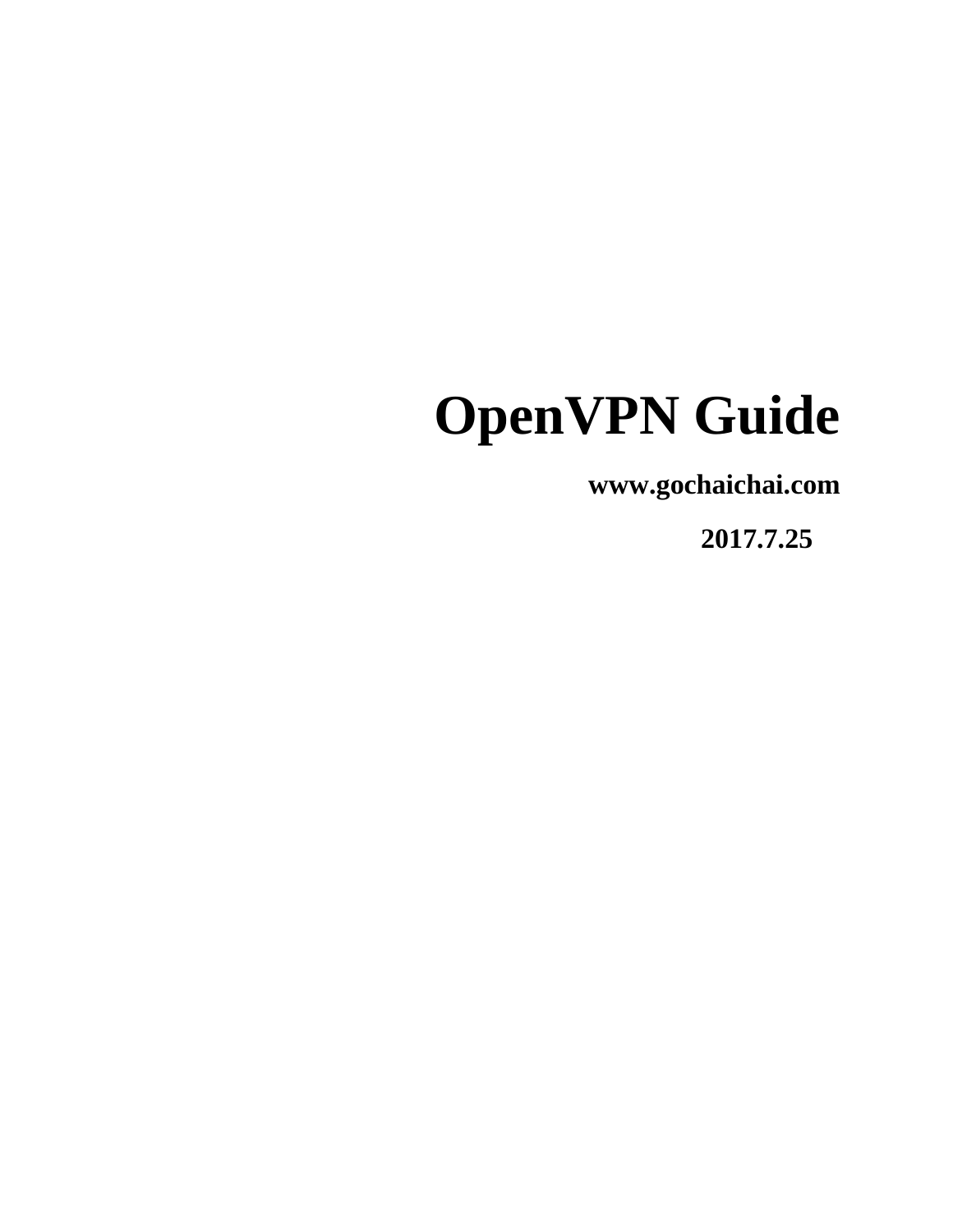# OpenVPN Guide

**www.gochaichai.com**

**2017.7.25**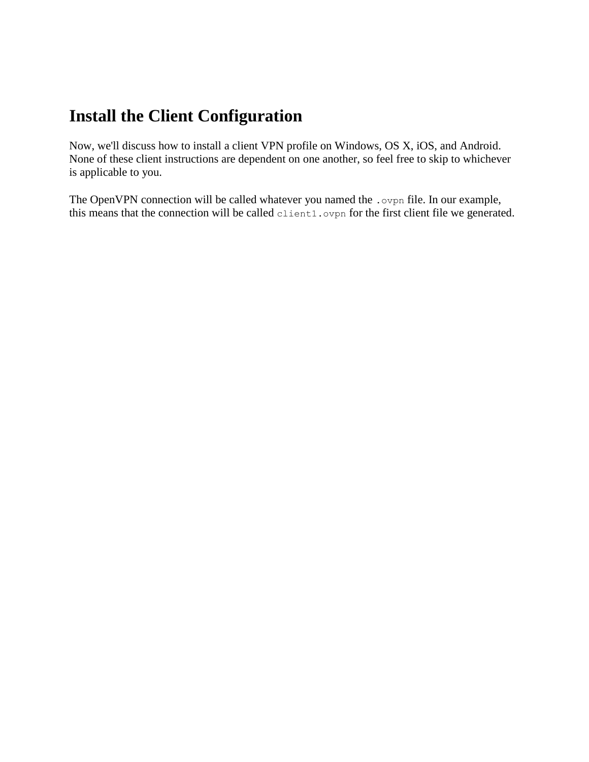# Install the Client Configuration

Now, we'll discuss how to install a client VPN profile on Windows, OS X, iOS, and Android. None of these client instructions are dependent on one another, so feel free to skip to whichever is applicable to you.

The OpenVPN connection will be called whatever you named the `.ovpn` file. In our example, this means that the connection will be called `client1.ovpn` for the first client file we generated.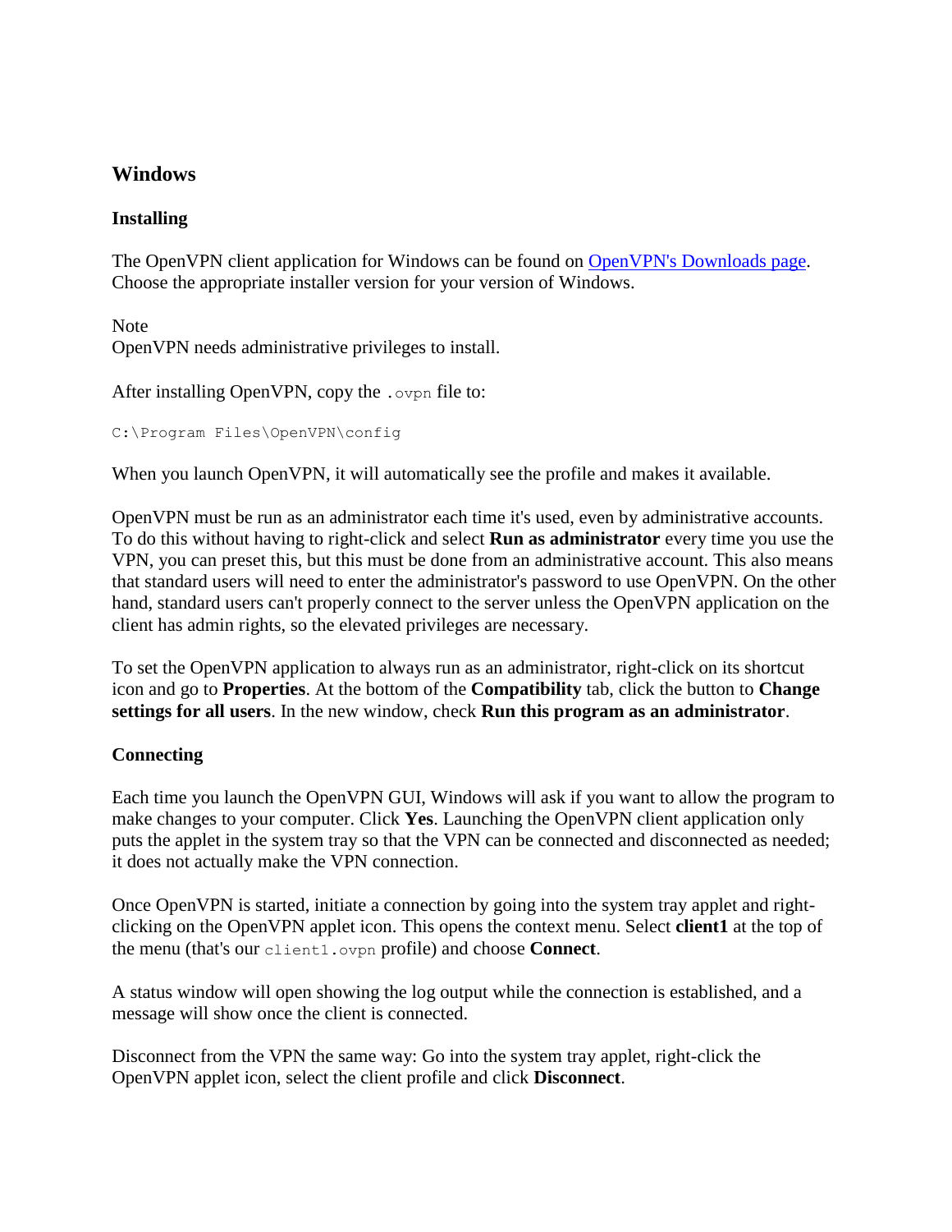## Windows

### Installing

The OpenVPN client application for Windows can be found on [OpenVPN's Downloads page](). Choose the appropriate installer version for your version of Windows.

Note
OpenVPN needs administrative privileges to install.

After installing OpenVPN, copy the `.ovpn` file to:

```
C:\Program Files\OpenVPN\config
```

When you launch OpenVPN, it will automatically see the profile and makes it available.

OpenVPN must be run as an administrator each time it's used, even by administrative accounts. To do this without having to right-click and select **Run as administrator** every time you use the VPN, you can preset this, but this must be done from an administrative account. This also means that standard users will need to enter the administrator's password to use OpenVPN. On the other hand, standard users can't properly connect to the server unless the OpenVPN application on the client has admin rights, so the elevated privileges are necessary.

To set the OpenVPN application to always run as an administrator, right-click on its shortcut icon and go to **Properties**. At the bottom of the **Compatibility** tab, click the button to **Change settings for all users**. In the new window, check **Run this program as an administrator**.

### Connecting

Each time you launch the OpenVPN GUI, Windows will ask if you want to allow the program to make changes to your computer. Click **Yes**. Launching the OpenVPN client application only puts the applet in the system tray so that the VPN can be connected and disconnected as needed; it does not actually make the VPN connection.

Once OpenVPN is started, initiate a connection by going into the system tray applet and right-clicking on the OpenVPN applet icon. This opens the context menu. Select **client1** at the top of the menu (that's our `client1.ovpn` profile) and choose **Connect**.

A status window will open showing the log output while the connection is established, and a message will show once the client is connected.

Disconnect from the VPN the same way: Go into the system tray applet, right-click the OpenVPN applet icon, select the client profile and click **Disconnect**.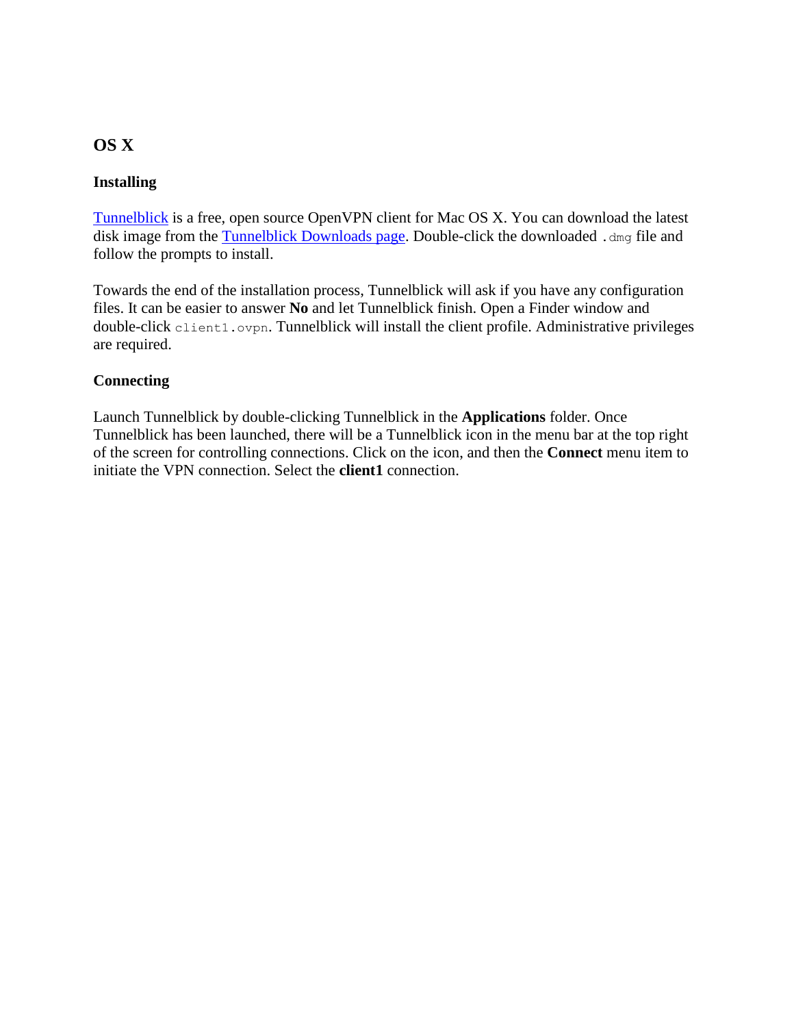## OS X

### Installing

[Tunnelblick]() is a free, open source OpenVPN client for Mac OS X. You can download the latest disk image from the [Tunnelblick Downloads page](). Double-click the downloaded `.dmg` file and follow the prompts to install.

Towards the end of the installation process, Tunnelblick will ask if you have any configuration files. It can be easier to answer **No** and let Tunnelblick finish. Open a Finder window and double-click `client1.ovpn`. Tunnelblick will install the client profile. Administrative privileges are required.

### Connecting

Launch Tunnelblick by double-clicking Tunnelblick in the **Applications** folder. Once Tunnelblick has been launched, there will be a Tunnelblick icon in the menu bar at the top right of the screen for controlling connections. Click on the icon, and then the **Connect** menu item to initiate the VPN connection. Select the **client1** connection.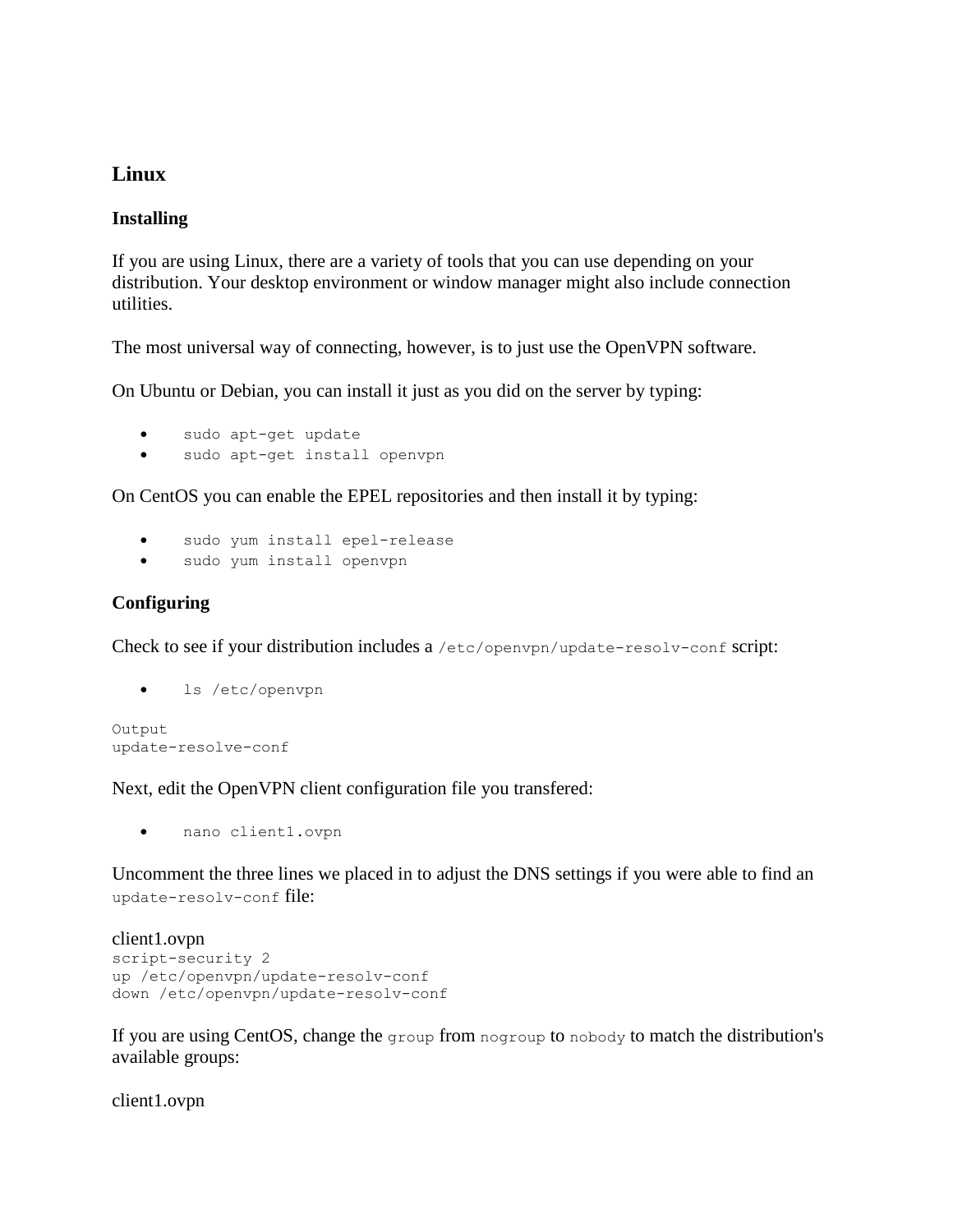## Linux

### Installing

If you are using Linux, there are a variety of tools that you can use depending on your distribution. Your desktop environment or window manager might also include connection utilities.

The most universal way of connecting, however, is to just use the OpenVPN software.

On Ubuntu or Debian, you can install it just as you did on the server by typing:

```
sudo apt-get update
sudo apt-get install openvpn
```

On CentOS you can enable the EPEL repositories and then install it by typing:

```
sudo yum install epel-release
sudo yum install openvpn
```

### Configuring

Check to see if your distribution includes a `/etc/openvpn/update-resolv-conf` script:

```
ls /etc/openvpn
```

```
Output
update-resolve-conf
```

Next, edit the OpenVPN client configuration file you transfered:

```
nano client1.ovpn
```

Uncomment the three lines we placed in to adjust the DNS settings if you were able to find an `update-resolv-conf` file:

client1.ovpn

```
script-security 2
up /etc/openvpn/update-resolv-conf
down /etc/openvpn/update-resolv-conf
```

If you are using CentOS, change the `group` from `nogroup` to `nobody` to match the distribution's available groups:

client1.ovpn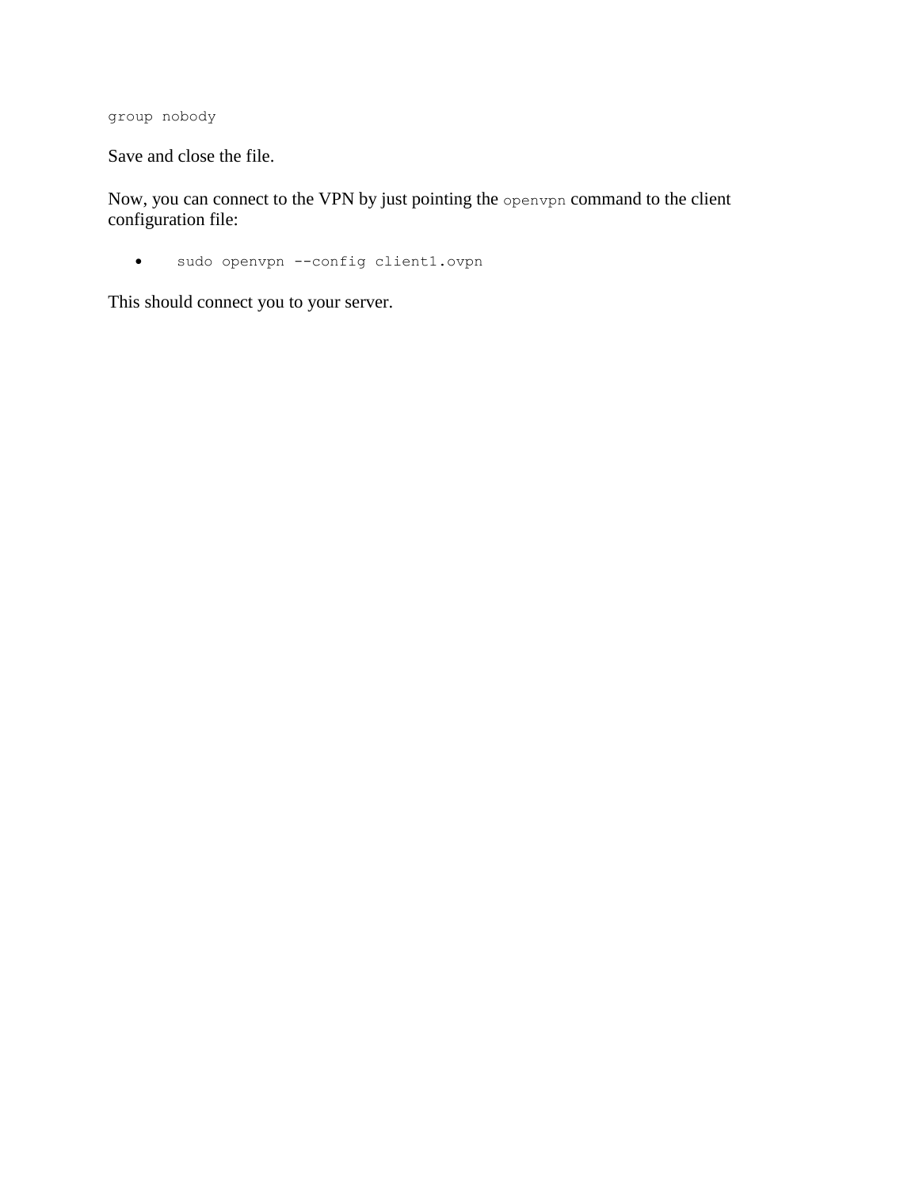```
group nobody
```

Save and close the file.

Now, you can connect to the VPN by just pointing the `openvpn` command to the client configuration file:

- `sudo openvpn --config client1.ovpn`

This should connect you to your server.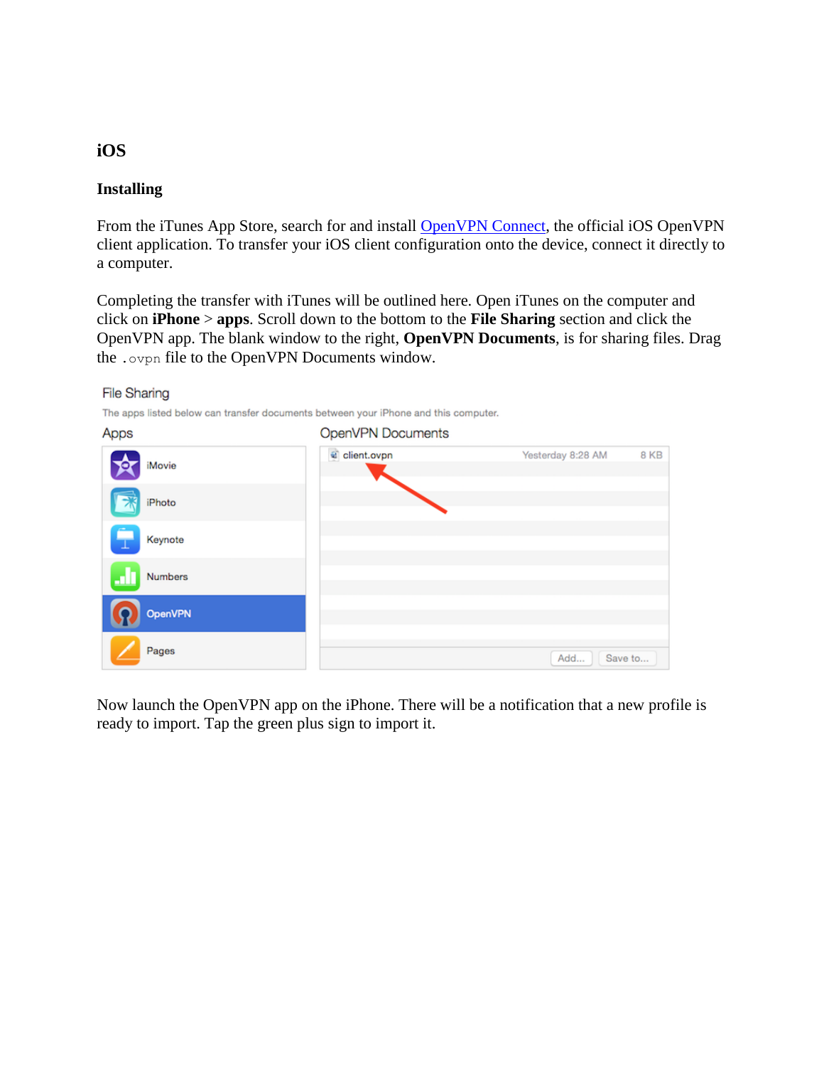## iOS

### Installing

From the iTunes App Store, search for and install [OpenVPN Connect](), the official iOS OpenVPN client application. To transfer your iOS client configuration onto the device, connect it directly to a computer.

Completing the transfer with iTunes will be outlined here. Open iTunes on the computer and click on **iPhone** > **apps**. Scroll down to the bottom to the **File Sharing** section and click the OpenVPN app. The blank window to the right, **OpenVPN Documents**, is for sharing files. Drag the `.ovpn` file to the OpenVPN Documents window.

Now launch the OpenVPN app on the iPhone. There will be a notification that a new profile is ready to import. Tap the green plus sign to import it.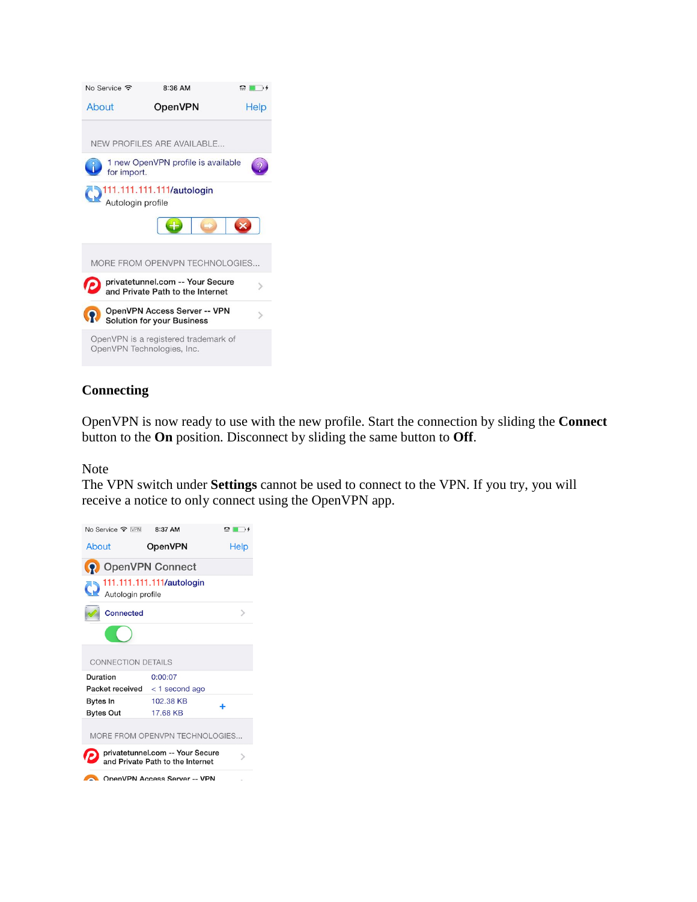## Connecting

OpenVPN is now ready to use with the new profile. Start the connection by sliding the **Connect** button to the **On** position. Disconnect by sliding the same button to **Off**.

Note
The VPN switch under **Settings** cannot be used to connect to the VPN. If you try, you will receive a notice to only connect using the OpenVPN app.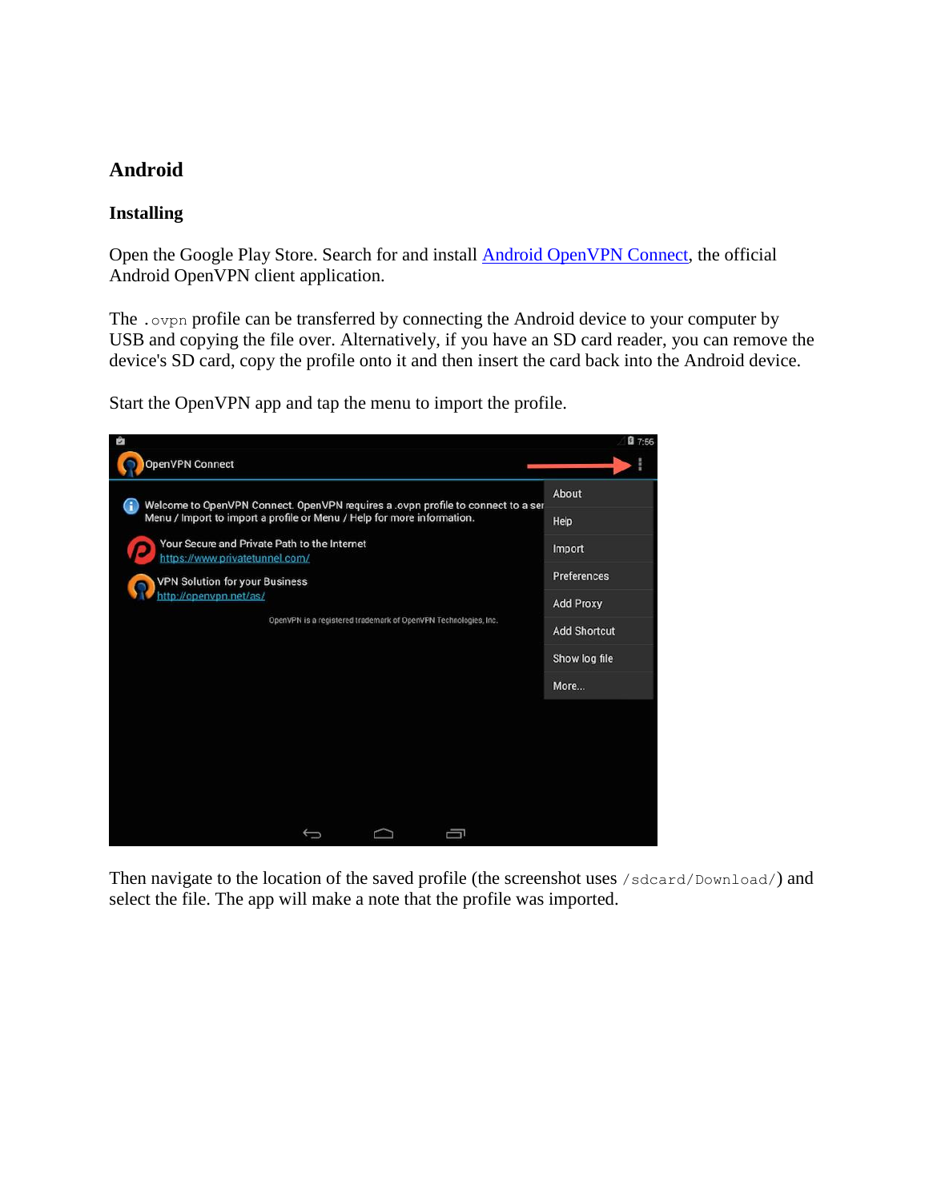## Android

### Installing

Open the Google Play Store. Search for and install [Android OpenVPN Connect](#), the official Android OpenVPN client application.

The `.ovpn` profile can be transferred by connecting the Android device to your computer by USB and copying the file over. Alternatively, if you have an SD card reader, you can remove the device's SD card, copy the profile onto it and then insert the card back into the Android device.

Start the OpenVPN app and tap the menu to import the profile.

Then navigate to the location of the saved profile (the screenshot uses `/sdcard/Download/`) and select the file. The app will make a note that the profile was imported.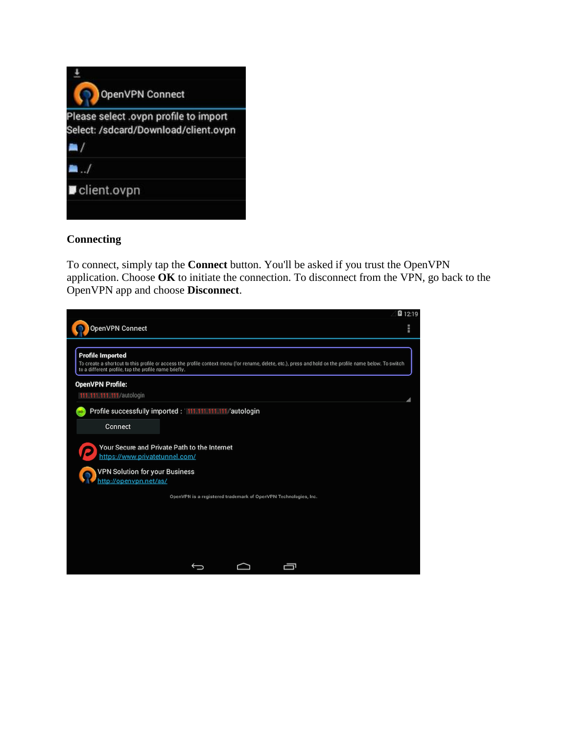## Connecting

To connect, simply tap the **Connect** button. You'll be asked if you trust the OpenVPN application. Choose **OK** to initiate the connection. To disconnect from the VPN, go back to the OpenVPN app and choose **Disconnect**.